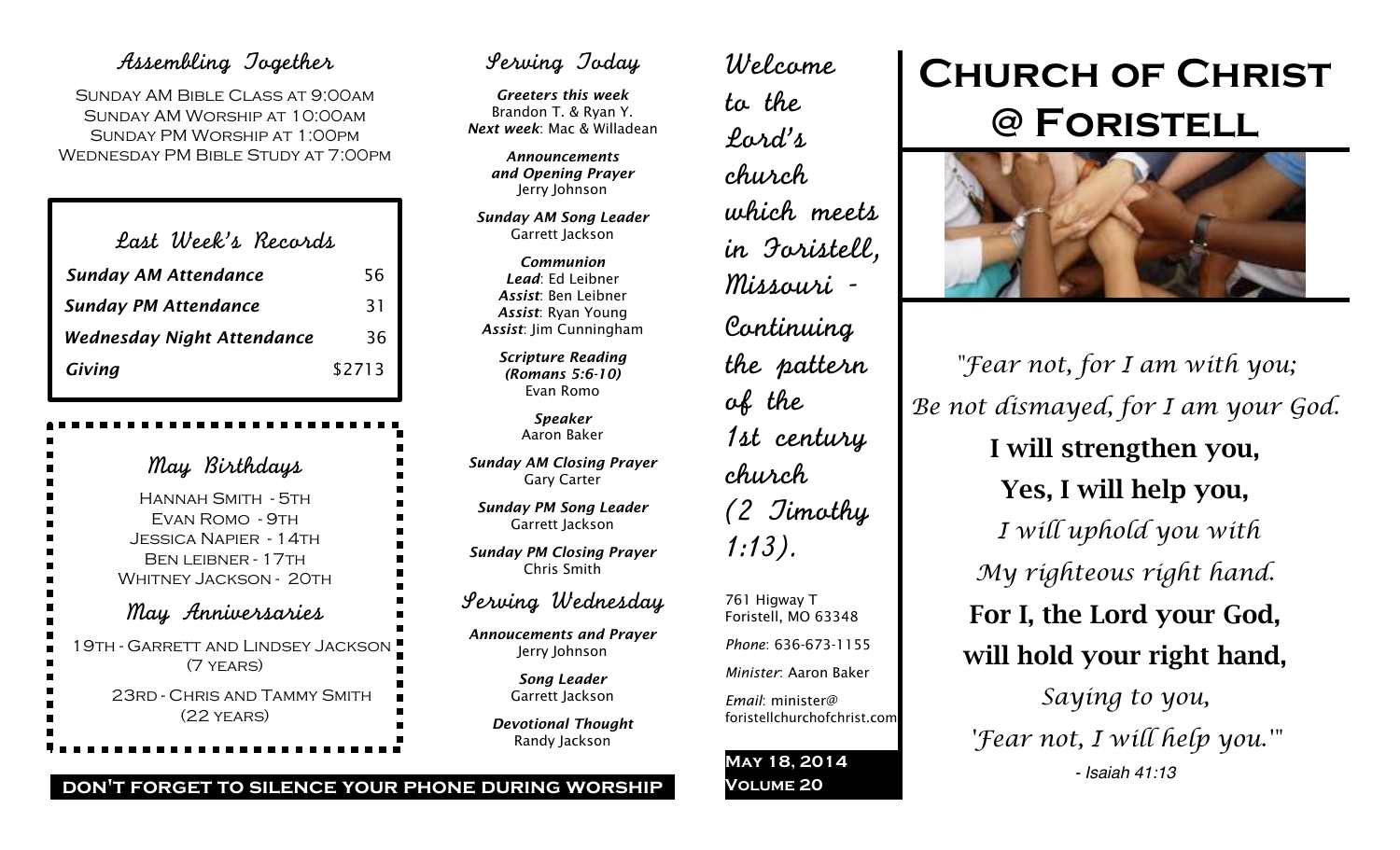## Assembling Together

Sunday AM Bible Class at 9:00am
Sunday AM Worship at 10:00am
Sunday PM Worship at 1:00pm
Wednesday PM Bible Study at 7:00pm

## Last Week's Records

| | |
|---|---|
| ***Sunday AM Attendance*** | 56 |
| ***Sunday PM Attendance*** | 31 |
| ***Wednesday Night Attendance*** | 36 |
| ***Giving*** | $2713 |

## May Birthdays

Hannah Smith - 5th
Evan Romo - 9th
Jessica Napier - 14th
Ben leibner - 17th
Whitney Jackson - 20th

## May Anniversaries

19th - Garrett and Lindsey Jackson (7 years)

23rd - Chris and Tammy Smith (22 years)

**DON'T FORGET TO SILENCE YOUR PHONE DURING WORSHIP**

## Serving Today

***Greeters this week***
Brandon T. & Ryan Y.
***Next week***: Mac & Willadean

***Announcements and Opening Prayer***
Jerry Johnson

***Sunday AM Song Leader***
Garrett Jackson

***Communion***
***Lead***: Ed Leibner
***Assist***: Ben Leibner
***Assist***: Ryan Young
***Assist***: Jim Cunningham

***Scripture Reading (Romans 5:6-10)***
Evan Romo

***Speaker***
Aaron Baker

***Sunday AM Closing Prayer***
Gary Carter

***Sunday PM Song Leader***
Garrett Jackson

***Sunday PM Closing Prayer***
Chris Smith

## Serving Wednesday

***Annoucements and Prayer***
Jerry Johnson

***Song Leader***
Garrett Jackson

***Devotional Thought***
Randy Jackson

Welcome to the Lord's church which meets in Foristell, Missouri - Continuing the pattern of the 1st century church (2 Timothy 1:13).

761 Higway T
Foristell, MO 63348

*Phone*: 636-673-1155

*Minister*: Aaron Baker

*Email*: minister@foristellchurchofchrist.com

**May 18, 2014**
**Volume 20**

# Church of Christ @ Foristell

*"Fear not, for I am with you;*
*Be not dismayed, for I am your God.*
**I will strengthen you,**
**Yes, I will help you,**
*I will uphold you with*
*My righteous right hand.*
**For I, the Lord your God,**
**will hold your right hand,**
*Saying to you,*
*'Fear not, I will help you.'"*
*- Isaiah 41:13*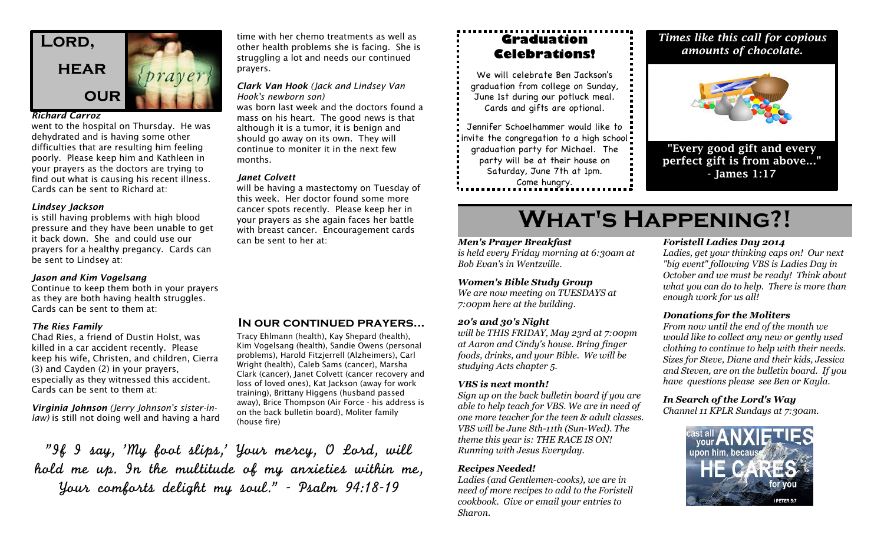# Lord, hear our {prayer}

***Richard Carroz***
went to the hospital on Thursday. He was dehydrated and is having some other difficulties that are resulting him feeling poorly. Please keep him and Kathleen in your prayers as the doctors are trying to find out what is causing his recent illness. Cards can be sent to Richard at:

***Lindsey Jackson***
is still having problems with high blood pressure and they have been unable to get it back down. She and could use our prayers for a healthy pregancy. Cards can be sent to Lindsey at:

***Jason and Kim Vogelsang***
Continue to keep them both in your prayers as they are both having health struggles. Cards can be sent to them at:

***The Ries Family***
Chad Ries, a friend of Dustin Holst, was killed in a car accident recently. Please keep his wife, Christen, and children, Cierra (3) and Cayden (2) in your prayers, especially as they witnessed this accident. Cards can be sent to them at:

***Virginia Johnson*** *(Jerry Johnson's sister-in-law)* is still not doing well and having a hard time with her chemo treatments as well as other health problems she is facing. She is struggling a lot and needs our continued prayers.

***Clark Van Hook*** *(Jack and Lindsey Van Hook's newborn son)*
was born last week and the doctors found a mass on his heart. The good news is that although it is a tumor, it is benign and should go away on its own. They will continue to moniter it in the next few months.

***Janet Colvett***
will be having a mastectomy on Tuesday of this week. Her doctor found some more cancer spots recently. Please keep her in your prayers as she again faces her battle with breast cancer. Encouragement cards can be sent to her at:

## In our continued prayers...

Tracy Ehlmann (health), Kay Shepard (health), Kim Vogelsang (health), Sandie Owens (personal problems), Harold Fitzjerrell (Alzheimers), Carl Wright (health), Caleb Sams (cancer), Marsha Clark (cancer), Janet Colvett (cancer recovery and loss of loved ones), Kat Jackson (away for work training), Brittany Higgens (husband passed away), Brice Thompson (Air Force - his address is on the back bulletin board), Moliter family (house fire)

"If I say, 'My foot slips,' Your mercy, O Lord, will hold me up. In the multitude of my anxieties within me, Your comforts delight my soul." - Psalm 94:18-19

## Graduation Celebrations!

We will celebrate Ben Jackson's graduation from college on Sunday, June 1st during our potluck meal. Cards and gifts are optional.

Jennifer Schoelhammer would like to invite the congregation to a high school graduation party for Michael. The party will be at their house on Saturday, June 7th at 1pm. Come hungry.

*Times like this call for copious amounts of chocolate.*

"Every good gift and every perfect gift is from above..." - James 1:17

# What's Happening?!

***Men's Prayer Breakfast***
*is held every Friday morning at 6:30am at Bob Evan's in Wentzville.*

***Women's Bible Study Group***
*We are now meeting on TUESDAYS at 7:00pm here at the building.*

***20's and 30's Night***
*will be THIS FRIDAY, May 23rd at 7:00pm at Aaron and Cindy's house. Bring finger foods, drinks, and your Bible. We will be studying Acts chapter 5.*

***VBS is next month!***
*Sign up on the back bulletin board if you are able to help teach for VBS. We are in need of one more teacher for the teen & adult classes. VBS will be June 8th-11th (Sun-Wed). The theme this year is: THE RACE IS ON! Running with Jesus Everyday.*

***Recipes Needed!***
*Ladies (and Gentlemen-cooks), we are in need of more recipes to add to the Foristell cookbook. Give or email your entries to Sharon.*

***Foristell Ladies Day 2014***
*Ladies, get your thinking caps on! Our next "big event" following VBS is Ladies Day in October and we must be ready! Think about what you can do to help. There is more than enough work for us all!*

***Donations for the Moliters***
*From now until the end of the month we would like to collect any new or gently used clothing to continue to help with their needs. Sizes for Steve, Diane and their kids, Jessica and Steven, are on the bulletin board. If you have questions please see Ben or Kayla.*

***In Search of the Lord's Way***
*Channel 11 KPLR Sundays at 7:30am.*

cast all your ANXIETIES upon him, because HE CARES for you
I PETER 5:7